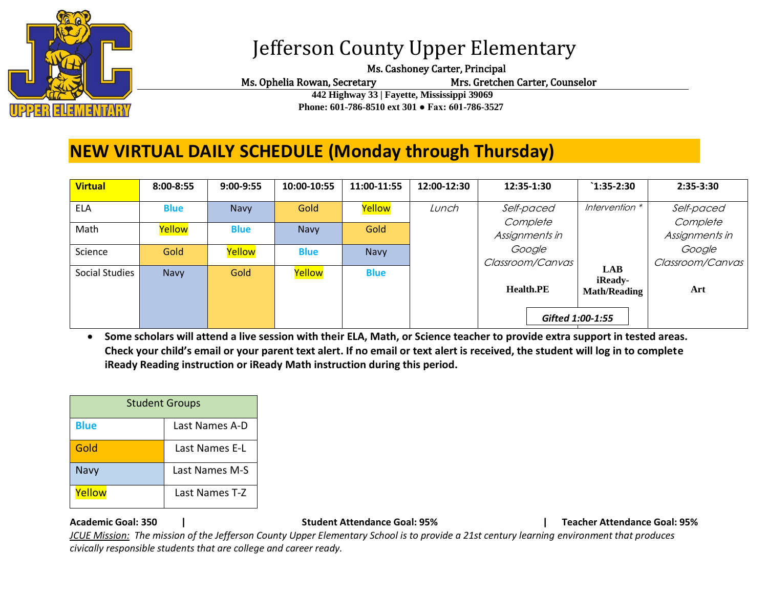# Jefferson County Upper Elementary

**Ms. Cashoney Carter, Principal**

**Ms. Ophelia Rowan, Secretary** **Mrs. Gretchen Carter, Counselor**

**442 Highway 33 | Fayette, Mississippi 39069**

**Phone: 601-786-8510 ext 301 ● Fax: 601-786-3527**

## NEW VIRTUAL DAILY SCHEDULE (Monday through Thursday)

| Virtual | 8:00-8:55 | 9:00-9:55 | 10:00-10:55 | 11:00-11:55 | 12:00-12:30 | 12:35-1:30 | `1:35-2:30 | 2:35-3:30 |
|---|---|---|---|---|---|---|---|---|
| ELA | Blue | Navy | Gold | Yellow | *Lunch* | *Self-paced Complete Assignments in Google Classroom/Canvas* **Health.PE** | *Intervention \** **LAB iReady-Math/Reading** | *Self-paced Complete Assignments in Google Classroom/Canvas* **Art** |
| Math | Yellow | Blue | Navy | Gold | | | | |
| Science | Gold | Yellow | Blue | Navy | | | | |
| Social Studies | Navy | Gold | Yellow | Blue | | ***Gifted 1:00-1:55*** | | |

- **Some scholars will attend a live session with their ELA, Math, or Science teacher to provide extra support in tested areas. Check your child's email or your parent text alert. If no email or text alert is received, the student will log in to complete iReady Reading instruction or iReady Math instruction during this period.**

| Student Groups | |
|---|---|
| Blue | Last Names A-D |
| Gold | Last Names E-L |
| Navy | Last Names M-S |
| Yellow | Last Names T-Z |

**Academic Goal: 350 | Student Attendance Goal: 95% | Teacher Attendance Goal: 95%**

*JCUE Mission: The mission of the Jefferson County Upper Elementary School is to provide a 21st century learning environment that produces civically responsible students that are college and career ready.*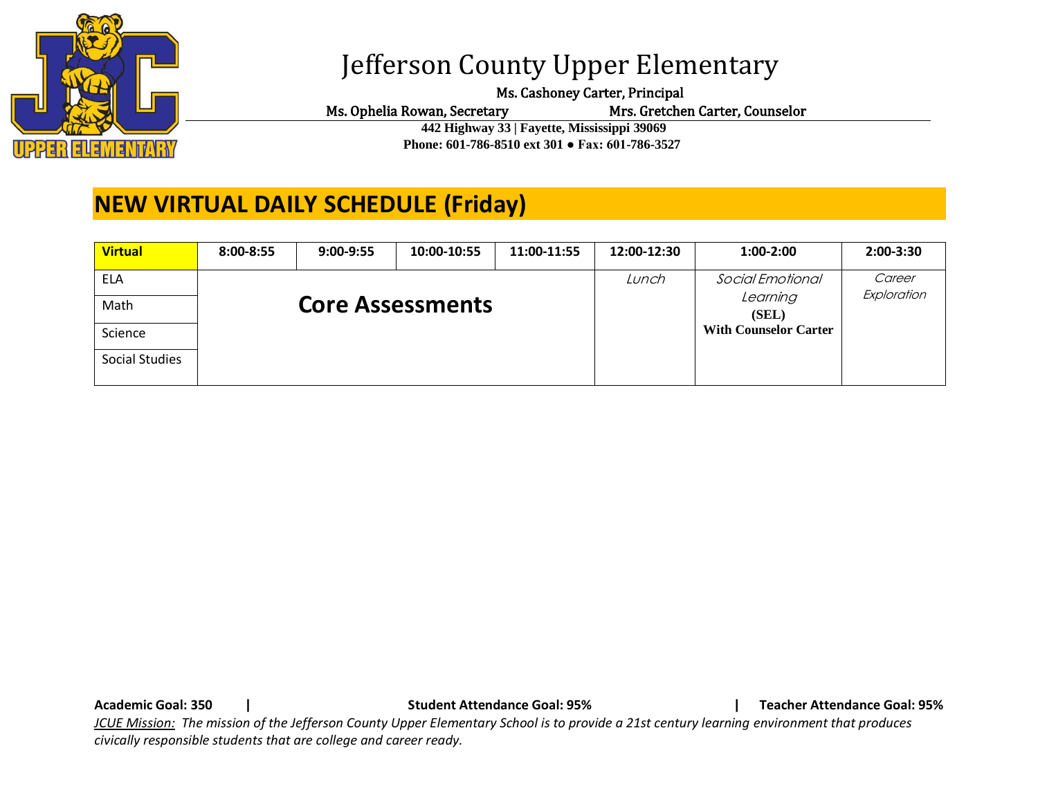# Jefferson County Upper Elementary

Ms. Cashoney Carter, Principal

Ms. Ophelia Rowan, Secretary Mrs. Gretchen Carter, Counselor

**442 Highway 33 | Fayette, Mississippi 39069**

**Phone: 601-786-8510 ext 301 ● Fax: 601-786-3527**

## NEW VIRTUAL DAILY SCHEDULE (Friday)

| Virtual | 8:00-8:55 | 9:00-9:55 | 10:00-10:55 | 11:00-11:55 | 12:00-12:30 | 1:00-2:00 | 2:00-3:30 |
|---|---|---|---|---|---|---|---|
| ELA | **Core Assessments** | | | | *Lunch* | *Social Emotional Learning* **(SEL) With Counselor Carter** | *Career Exploration* |
| Math | | | | | | | |
| Science | | | | | | | |
| Social Studies | | | | | | | |

**Academic Goal: 350 | Student Attendance Goal: 95% | Teacher Attendance Goal: 95%**

*JCUE Mission: The mission of the Jefferson County Upper Elementary School is to provide a 21st century learning environment that produces civically responsible students that are college and career ready.*